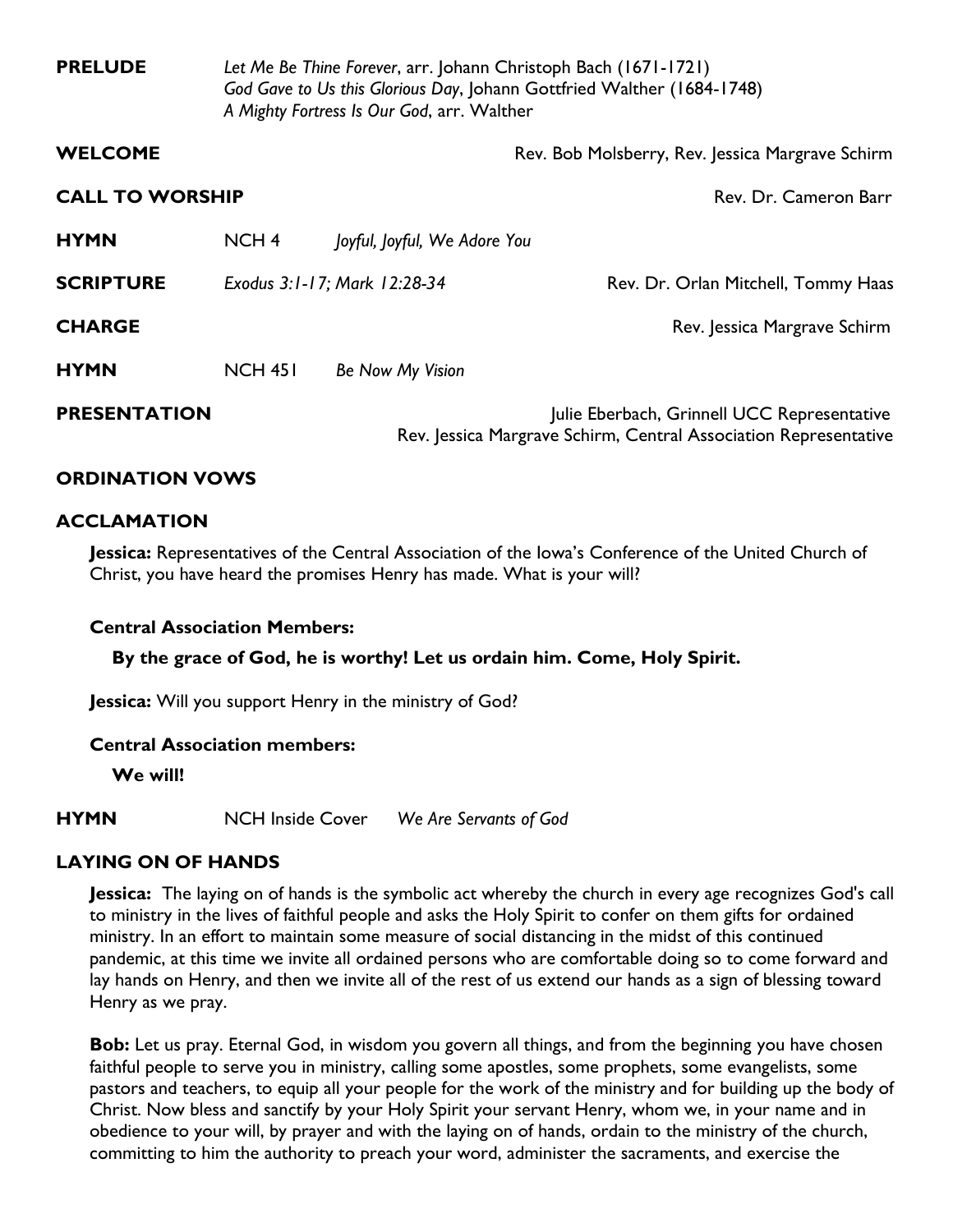**PRELUDE** *Let Me Be Thine Forever*, arr. Johann Christoph Bach (1671-1721)
*God Gave to Us this Glorious Day*, Johann Gottfried Walther (1684-1748)
*A Mighty Fortress Is Our God*, arr. Walther

**WELCOME** Rev. Bob Molsberry, Rev. Jessica Margrave Schirm

**CALL TO WORSHIP** Rev. Dr. Cameron Barr

**HYMN** NCH 4 *Joyful, Joyful, We Adore You*

**SCRIPTURE** *Exodus 3:1-17; Mark 12:28-34* Rev. Dr. Orlan Mitchell, Tommy Haas

**CHARGE** Rev. Jessica Margrave Schirm

**HYMN** NCH 451 *Be Now My Vision*

**PRESENTATION** Julie Eberbach, Grinnell UCC Representative
Rev. Jessica Margrave Schirm, Central Association Representative

**ORDINATION VOWS**

**ACCLAMATION**

**Jessica:** Representatives of the Central Association of the Iowa's Conference of the United Church of Christ, you have heard the promises Henry has made. What is your will?

**Central Association Members:**

**By the grace of God, he is worthy! Let us ordain him. Come, Holy Spirit.**

**Jessica:** Will you support Henry in the ministry of God?

**Central Association members:**

**We will!**

**HYMN** NCH Inside Cover *We Are Servants of God*

**LAYING ON OF HANDS**

**Jessica:** The laying on of hands is the symbolic act whereby the church in every age recognizes God's call to ministry in the lives of faithful people and asks the Holy Spirit to confer on them gifts for ordained ministry. In an effort to maintain some measure of social distancing in the midst of this continued pandemic, at this time we invite all ordained persons who are comfortable doing so to come forward and lay hands on Henry, and then we invite all of the rest of us extend our hands as a sign of blessing toward Henry as we pray.

**Bob:** Let us pray. Eternal God, in wisdom you govern all things, and from the beginning you have chosen faithful people to serve you in ministry, calling some apostles, some prophets, some evangelists, some pastors and teachers, to equip all your people for the work of the ministry and for building up the body of Christ. Now bless and sanctify by your Holy Spirit your servant Henry, whom we, in your name and in obedience to your will, by prayer and with the laying on of hands, ordain to the ministry of the church, committing to him the authority to preach your word, administer the sacraments, and exercise the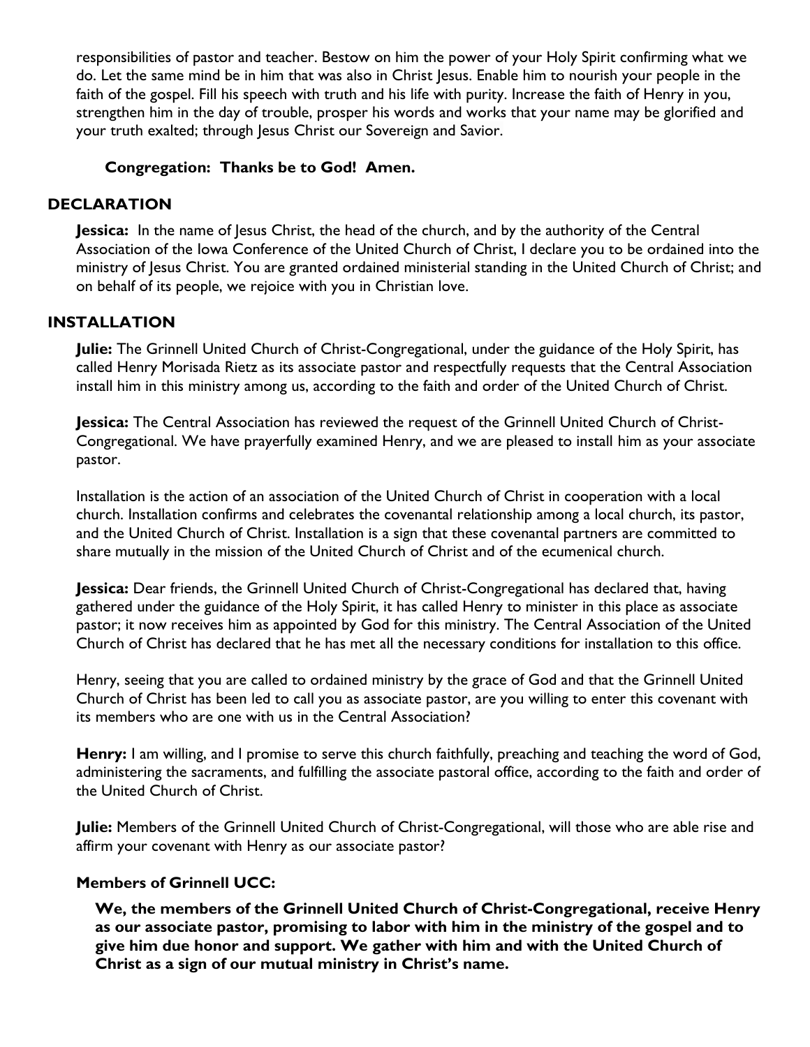responsibilities of pastor and teacher. Bestow on him the power of your Holy Spirit confirming what we do. Let the same mind be in him that was also in Christ Jesus. Enable him to nourish your people in the faith of the gospel. Fill his speech with truth and his life with purity. Increase the faith of Henry in you, strengthen him in the day of trouble, prosper his words and works that your name may be glorified and your truth exalted; through Jesus Christ our Sovereign and Savior.

**Congregation: Thanks be to God! Amen.**

## DECLARATION

**Jessica:** In the name of Jesus Christ, the head of the church, and by the authority of the Central Association of the Iowa Conference of the United Church of Christ, I declare you to be ordained into the ministry of Jesus Christ. You are granted ordained ministerial standing in the United Church of Christ; and on behalf of its people, we rejoice with you in Christian love.

## INSTALLATION

**Julie:** The Grinnell United Church of Christ-Congregational, under the guidance of the Holy Spirit, has called Henry Morisada Rietz as its associate pastor and respectfully requests that the Central Association install him in this ministry among us, according to the faith and order of the United Church of Christ.

**Jessica:** The Central Association has reviewed the request of the Grinnell United Church of Christ-Congregational. We have prayerfully examined Henry, and we are pleased to install him as your associate pastor.

Installation is the action of an association of the United Church of Christ in cooperation with a local church. Installation confirms and celebrates the covenantal relationship among a local church, its pastor, and the United Church of Christ. Installation is a sign that these covenantal partners are committed to share mutually in the mission of the United Church of Christ and of the ecumenical church.

**Jessica:** Dear friends, the Grinnell United Church of Christ-Congregational has declared that, having gathered under the guidance of the Holy Spirit, it has called Henry to minister in this place as associate pastor; it now receives him as appointed by God for this ministry. The Central Association of the United Church of Christ has declared that he has met all the necessary conditions for installation to this office.

Henry, seeing that you are called to ordained ministry by the grace of God and that the Grinnell United Church of Christ has been led to call you as associate pastor, are you willing to enter this covenant with its members who are one with us in the Central Association?

**Henry:** I am willing, and I promise to serve this church faithfully, preaching and teaching the word of God, administering the sacraments, and fulfilling the associate pastoral office, according to the faith and order of the United Church of Christ.

**Julie:** Members of the Grinnell United Church of Christ-Congregational, will those who are able rise and affirm your covenant with Henry as our associate pastor?

**Members of Grinnell UCC:**

**We, the members of the Grinnell United Church of Christ-Congregational, receive Henry as our associate pastor, promising to labor with him in the ministry of the gospel and to give him due honor and support. We gather with him and with the United Church of Christ as a sign of our mutual ministry in Christ's name.**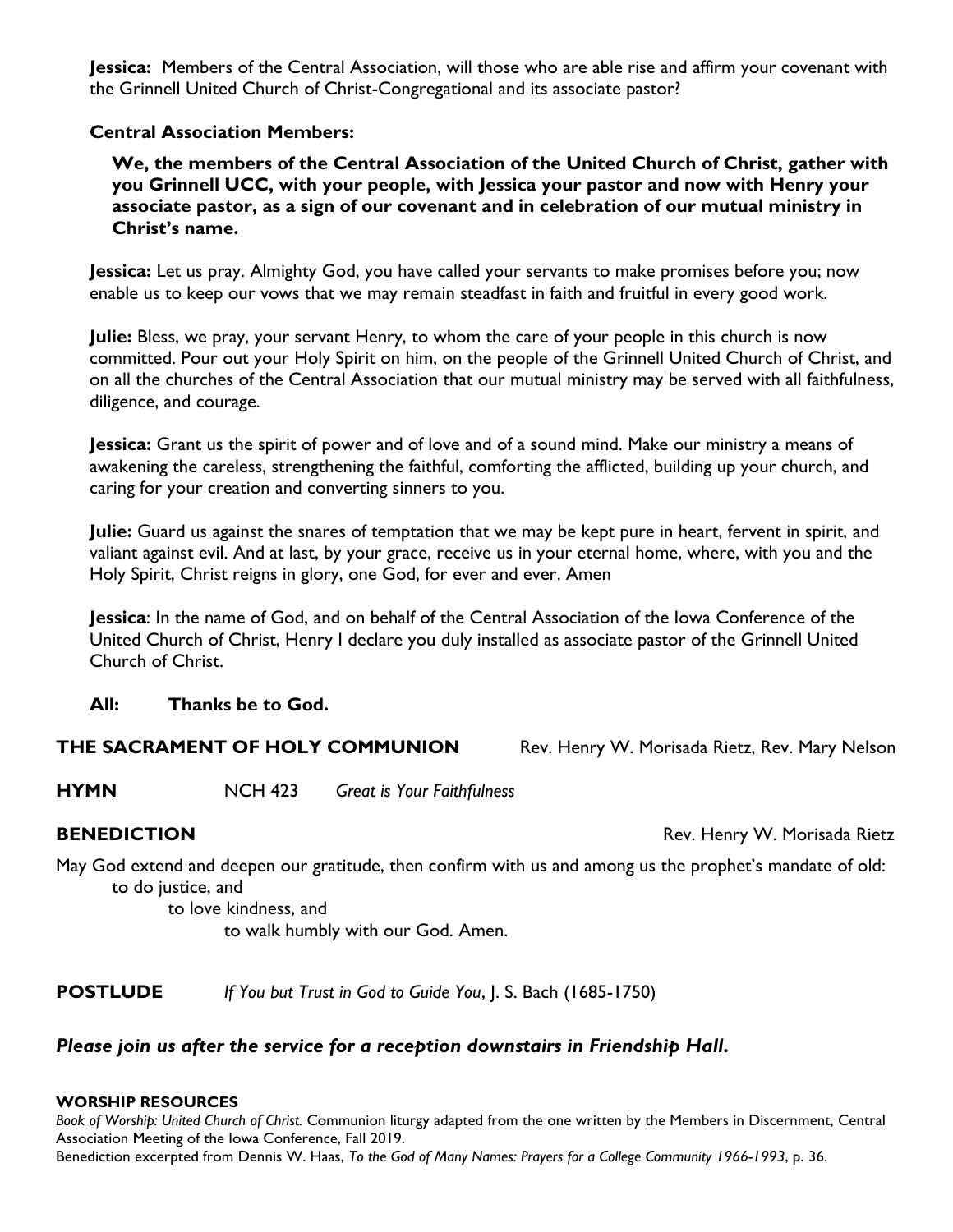**Jessica:** Members of the Central Association, will those who are able rise and affirm your covenant with the Grinnell United Church of Christ-Congregational and its associate pastor?

**Central Association Members:**

**We, the members of the Central Association of the United Church of Christ, gather with you Grinnell UCC, with your people, with Jessica your pastor and now with Henry your associate pastor, as a sign of our covenant and in celebration of our mutual ministry in Christ's name.**

**Jessica:** Let us pray. Almighty God, you have called your servants to make promises before you; now enable us to keep our vows that we may remain steadfast in faith and fruitful in every good work.

**Julie:** Bless, we pray, your servant Henry, to whom the care of your people in this church is now committed. Pour out your Holy Spirit on him, on the people of the Grinnell United Church of Christ, and on all the churches of the Central Association that our mutual ministry may be served with all faithfulness, diligence, and courage.

**Jessica:** Grant us the spirit of power and of love and of a sound mind. Make our ministry a means of awakening the careless, strengthening the faithful, comforting the afflicted, building up your church, and caring for your creation and converting sinners to you.

**Julie:** Guard us against the snares of temptation that we may be kept pure in heart, fervent in spirit, and valiant against evil. And at last, by your grace, receive us in your eternal home, where, with you and the Holy Spirit, Christ reigns in glory, one God, for ever and ever. Amen

**Jessica**: In the name of God, and on behalf of the Central Association of the Iowa Conference of the United Church of Christ, Henry I declare you duly installed as associate pastor of the Grinnell United Church of Christ.

**All: Thanks be to God.**

**THE SACRAMENT OF HOLY COMMUNION** Rev. Henry W. Morisada Rietz, Rev. Mary Nelson

**HYMN** NCH 423 *Great is Your Faithfulness*

**BENEDICTION** Rev. Henry W. Morisada Rietz

May God extend and deepen our gratitude, then confirm with us and among us the prophet's mandate of old:
to do justice, and
to love kindness, and
to walk humbly with our God. Amen.

**POSTLUDE** *If You but Trust in God to Guide You*, J. S. Bach (1685-1750)

***Please join us after the service for a reception downstairs in Friendship Hall.***

**WORSHIP RESOURCES**

*Book of Worship: United Church of Christ.* Communion liturgy adapted from the one written by the Members in Discernment, Central Association Meeting of the Iowa Conference, Fall 2019.
Benediction excerpted from Dennis W. Haas, *To the God of Many Names: Prayers for a College Community 1966-1993*, p. 36.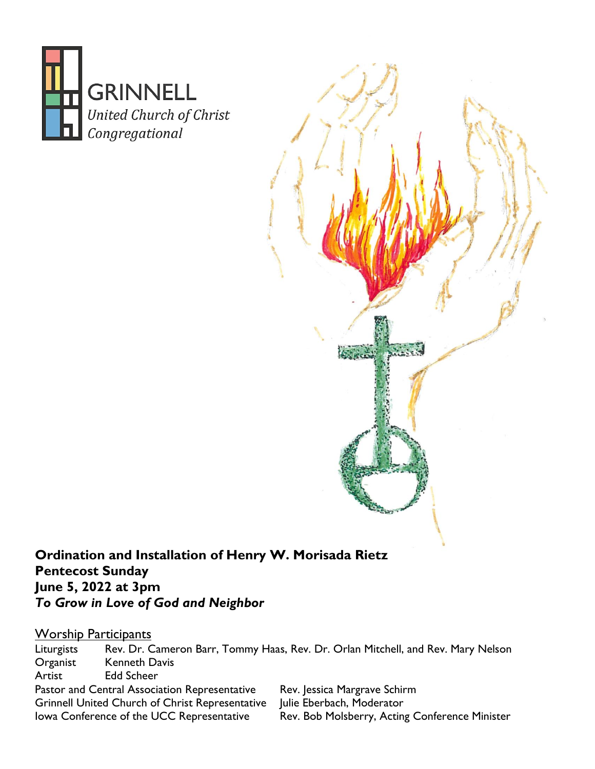GRINNELL
*United Church of Christ*
*Congregational*

**Ordination and Installation of Henry W. Morisada Rietz**
**Pentecost Sunday**
**June 5, 2022 at 3pm**
***To Grow in Love of God and Neighbor***

## Worship Participants

| | |
|---|---|
| Liturgists | Rev. Dr. Cameron Barr, Tommy Haas, Rev. Dr. Orlan Mitchell, and Rev. Mary Nelson |
| Organist | Kenneth Davis |
| Artist | Edd Scheer |
| Pastor and Central Association Representative | Rev. Jessica Margrave Schirm |
| Grinnell United Church of Christ Representative | Julie Eberbach, Moderator |
| Iowa Conference of the UCC Representative | Rev. Bob Molsberry, Acting Conference Minister |